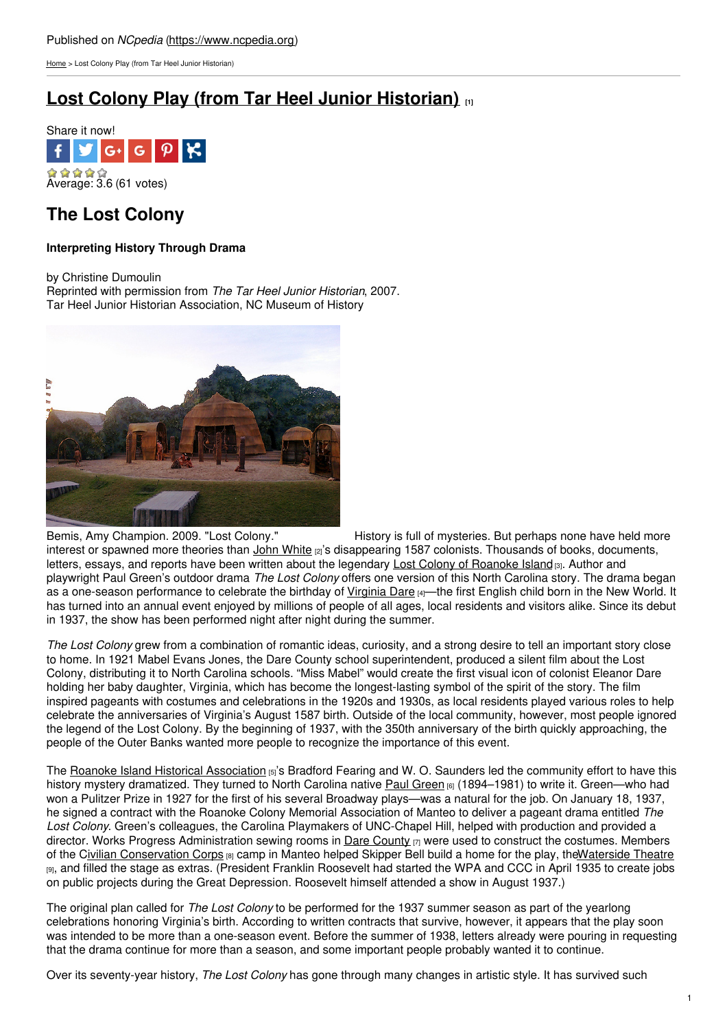Published on *NCpedia* (https://www.ncpedia.org)

Home > Lost Colony Play (from Tar Heel Junior Historian)

# Lost Colony Play (from Tar Heel Junior Historian) [1]

Share it now!

Average: 3.6 (61 votes)

## The Lost Colony

**Interpreting History Through Drama**

by Christine Dumoulin
Reprinted with permission from *The Tar Heel Junior Historian*, 2007.
Tar Heel Junior Historian Association, NC Museum of History

Bemis, Amy Champion. 2009. "Lost Colony."

History is full of mysteries. But perhaps none have held more interest or spawned more theories than John White [2]'s disappearing 1587 colonists. Thousands of books, documents, letters, essays, and reports have been written about the legendary Lost Colony of Roanoke Island [3]. Author and playwright Paul Green's outdoor drama *The Lost Colony* offers one version of this North Carolina story. The drama began as a one-season performance to celebrate the birthday of Virginia Dare [4]—the first English child born in the New World. It has turned into an annual event enjoyed by millions of people of all ages, local residents and visitors alike. Since its debut in 1937, the show has been performed night after night during the summer.

*The Lost Colony* grew from a combination of romantic ideas, curiosity, and a strong desire to tell an important story close to home. In 1921 Mabel Evans Jones, the Dare County school superintendent, produced a silent film about the Lost Colony, distributing it to North Carolina schools. "Miss Mabel" would create the first visual icon of colonist Eleanor Dare holding her baby daughter, Virginia, which has become the longest-lasting symbol of the spirit of the story. The film inspired pageants with costumes and celebrations in the 1920s and 1930s, as local residents played various roles to help celebrate the anniversaries of Virginia's August 1587 birth. Outside of the local community, however, most people ignored the legend of the Lost Colony. By the beginning of 1937, with the 350th anniversary of the birth quickly approaching, the people of the Outer Banks wanted more people to recognize the importance of this event.

The Roanoke Island Historical Association [5]'s Bradford Fearing and W. O. Saunders led the community effort to have this history mystery dramatized. They turned to North Carolina native Paul Green [6] (1894–1981) to write it. Green—who had won a Pulitzer Prize in 1927 for the first of his several Broadway plays—was a natural for the job. On January 18, 1937, he signed a contract with the Roanoke Colony Memorial Association of Manteo to deliver a pageant drama entitled *The Lost Colony*. Green's colleagues, the Carolina Playmakers of UNC-Chapel Hill, helped with production and provided a director. Works Progress Administration sewing rooms in Dare County [7] were used to construct the costumes. Members of the Civilian Conservation Corps [8] camp in Manteo helped Skipper Bell build a home for the play, the Waterside Theatre [9], and filled the stage as extras. (President Franklin Roosevelt had started the WPA and CCC in April 1935 to create jobs on public projects during the Great Depression. Roosevelt himself attended a show in August 1937.)

The original plan called for *The Lost Colony* to be performed for the 1937 summer season as part of the yearlong celebrations honoring Virginia's birth. According to written contracts that survive, however, it appears that the play soon was intended to be more than a one-season event. Before the summer of 1938, letters already were pouring in requesting that the drama continue for more than a season, and some important people probably wanted it to continue.

Over its seventy-year history, *The Lost Colony* has gone through many changes in artistic style. It has survived such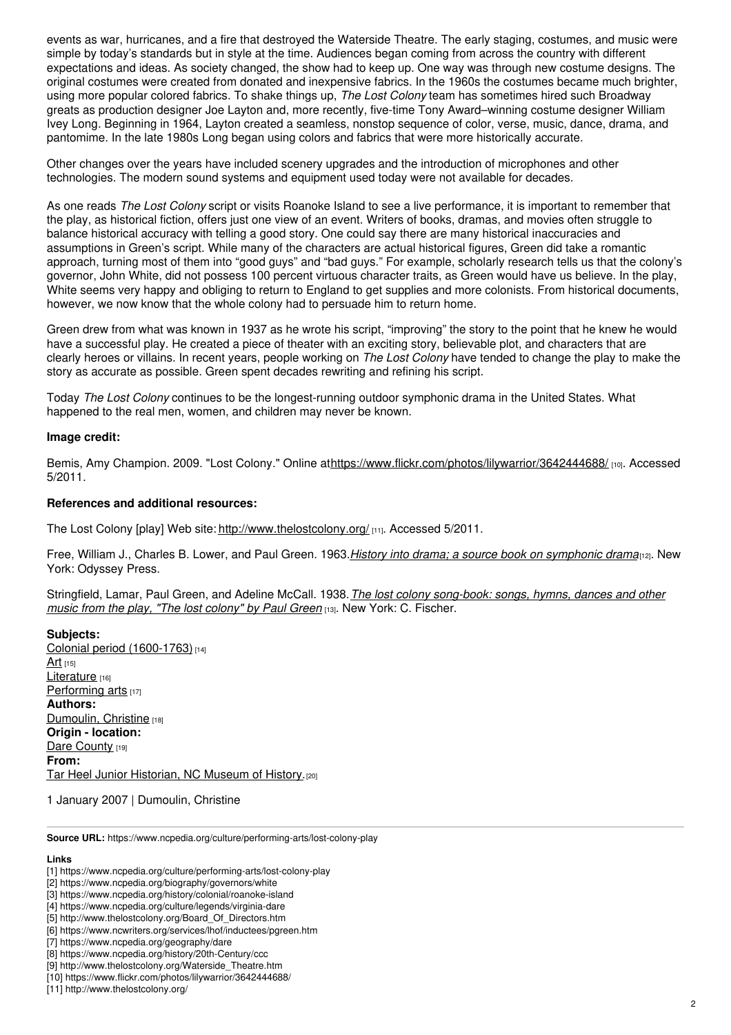events as war, hurricanes, and a fire that destroyed the Waterside Theatre. The early staging, costumes, and music were simple by today's standards but in style at the time. Audiences began coming from across the country with different expectations and ideas. As society changed, the show had to keep up. One way was through new costume designs. The original costumes were created from donated and inexpensive fabrics. In the 1960s the costumes became much brighter, using more popular colored fabrics. To shake things up, *The Lost Colony* team has sometimes hired such Broadway greats as production designer Joe Layton and, more recently, five-time Tony Award–winning costume designer William Ivey Long. Beginning in 1964, Layton created a seamless, nonstop sequence of color, verse, music, dance, drama, and pantomime. In the late 1980s Long began using colors and fabrics that were more historically accurate.

Other changes over the years have included scenery upgrades and the introduction of microphones and other technologies. The modern sound systems and equipment used today were not available for decades.

As one reads *The Lost Colony* script or visits Roanoke Island to see a live performance, it is important to remember that the play, as historical fiction, offers just one view of an event. Writers of books, dramas, and movies often struggle to balance historical accuracy with telling a good story. One could say there are many historical inaccuracies and assumptions in Green's script. While many of the characters are actual historical figures, Green did take a romantic approach, turning most of them into "good guys" and "bad guys." For example, scholarly research tells us that the colony's governor, John White, did not possess 100 percent virtuous character traits, as Green would have us believe. In the play, White seems very happy and obliging to return to England to get supplies and more colonists. From historical documents, however, we now know that the whole colony had to persuade him to return home.

Green drew from what was known in 1937 as he wrote his script, "improving" the story to the point that he knew he would have a successful play. He created a piece of theater with an exciting story, believable plot, and characters that are clearly heroes or villains. In recent years, people working on *The Lost Colony* have tended to change the play to make the story as accurate as possible. Green spent decades rewriting and refining his script.

Today *The Lost Colony* continues to be the longest-running outdoor symphonic drama in the United States. What happened to the real men, women, and children may never be known.

**Image credit:**

Bemis, Amy Champion. 2009. "Lost Colony." Online at https://www.flickr.com/photos/lilywarrior/3642444688/ [10]. Accessed 5/2011.

**References and additional resources:**

The Lost Colony [play] Web site: http://www.thelostcolony.org/ [11]. Accessed 5/2011.

Free, William J., Charles B. Lower, and Paul Green. 1963. *History into drama; a source book on symphonic drama* [12]. New York: Odyssey Press.

Stringfield, Lamar, Paul Green, and Adeline McCall. 1938. *The lost colony song-book: songs, hymns, dances and other music from the play, "The lost colony" by Paul Green* [13]. New York: C. Fischer.

**Subjects:**
Colonial period (1600-1763) [14]
Art [15]
Literature [16]
Performing arts [17]
**Authors:**
Dumoulin, Christine [18]
**Origin - location:**
Dare County [19]
**From:**
Tar Heel Junior Historian, NC Museum of History. [20]

1 January 2007 | Dumoulin, Christine

**Source URL:** https://www.ncpedia.org/culture/performing-arts/lost-colony-play

**Links**
[1] https://www.ncpedia.org/culture/performing-arts/lost-colony-play
[2] https://www.ncpedia.org/biography/governors/white
[3] https://www.ncpedia.org/history/colonial/roanoke-island
[4] https://www.ncpedia.org/culture/legends/virginia-dare
[5] http://www.thelostcolony.org/Board_Of_Directors.htm
[6] https://www.ncwriters.org/services/lhof/inductees/pgreen.htm
[7] https://www.ncpedia.org/geography/dare
[8] https://www.ncpedia.org/history/20th-Century/ccc
[9] http://www.thelostcolony.org/Waterside_Theatre.htm
[10] https://www.flickr.com/photos/lilywarrior/3642444688/
[11] http://www.thelostcolony.org/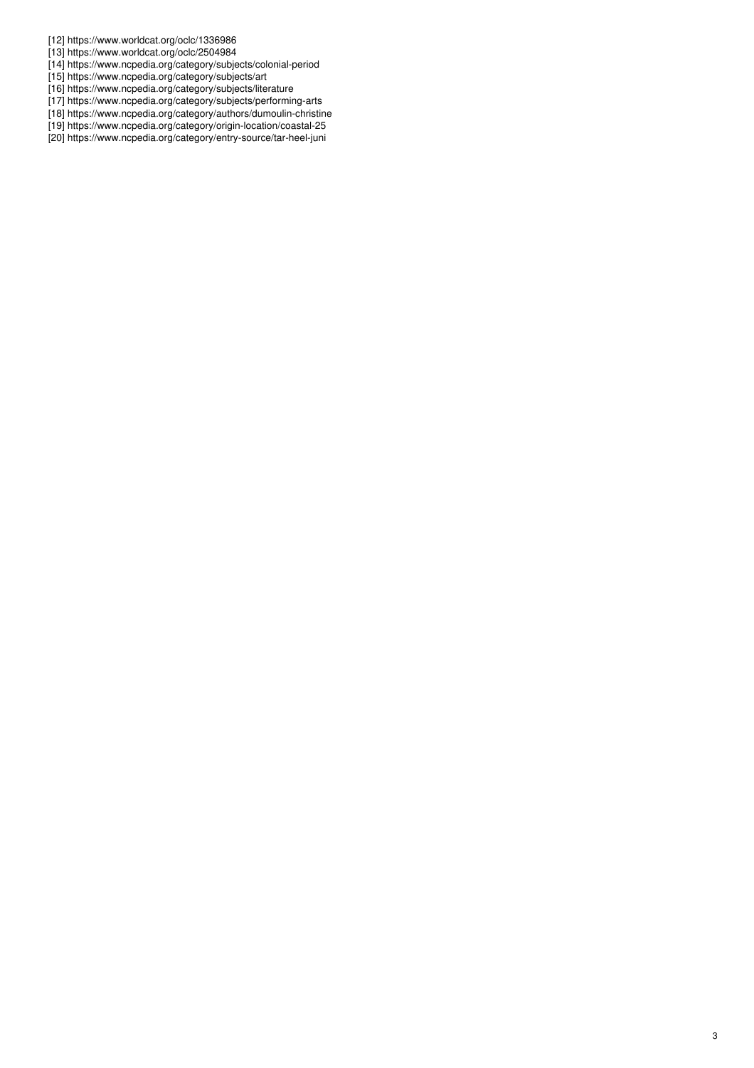[12] https://www.worldcat.org/oclc/1336986
[13] https://www.worldcat.org/oclc/2504984
[14] https://www.ncpedia.org/category/subjects/colonial-period
[15] https://www.ncpedia.org/category/subjects/art
[16] https://www.ncpedia.org/category/subjects/literature
[17] https://www.ncpedia.org/category/subjects/performing-arts
[18] https://www.ncpedia.org/category/authors/dumoulin-christine
[19] https://www.ncpedia.org/category/origin-location/coastal-25
[20] https://www.ncpedia.org/category/entry-source/tar-heel-juni